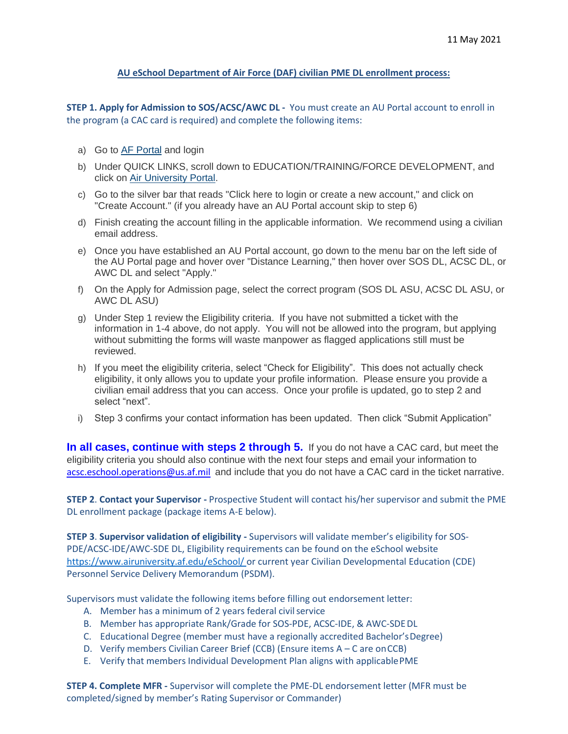11 May 2021

**AU eSchool Department of Air Force (DAF) civilian PME DL enrollment process:**

**STEP 1. Apply for Admission to SOS/ACSC/AWC DL -** You must create an AU Portal account to enroll in the program (a CAC card is required) and complete the following items:

a) Go to [AF Portal] and login
b) Under QUICK LINKS, scroll down to EDUCATION/TRAINING/FORCE DEVELOPMENT, and click on [Air University Portal].
c) Go to the silver bar that reads "Click here to login or create a new account," and click on "Create Account." (if you already have an AU Portal account skip to step 6)
d) Finish creating the account filling in the applicable information. We recommend using a civilian email address.
e) Once you have established an AU Portal account, go down to the menu bar on the left side of the AU Portal page and hover over "Distance Learning," then hover over SOS DL, ACSC DL, or AWC DL and select "Apply."
f) On the Apply for Admission page, select the correct program (SOS DL ASU, ACSC DL ASU, or AWC DL ASU)
g) Under Step 1 review the Eligibility criteria. If you have not submitted a ticket with the information in 1-4 above, do not apply. You will not be allowed into the program, but applying without submitting the forms will waste manpower as flagged applications still must be reviewed.
h) If you meet the eligibility criteria, select "Check for Eligibility". This does not actually check eligibility, it only allows you to update your profile information. Please ensure you provide a civilian email address that you can access. Once your profile is updated, go to step 2 and select "next".
i) Step 3 confirms your contact information has been updated. Then click "Submit Application"

**In all cases, continue with steps 2 through 5.** If you do not have a CAC card, but meet the eligibility criteria you should also continue with the next four steps and email your information to acsc.eschool.operations@us.af.mil and include that you do not have a CAC card in the ticket narrative.

**STEP 2. Contact your Supervisor -** Prospective Student will contact his/her supervisor and submit the PME DL enrollment package (package items A-E below).

**STEP 3. Supervisor validation of eligibility -** Supervisors will validate member's eligibility for SOS-PDE/ACSC-IDE/AWC-SDE DL, Eligibility requirements can be found on the eSchool website https://www.airuniversity.af.edu/eSchool/ or current year Civilian Developmental Education (CDE) Personnel Service Delivery Memorandum (PSDM).

Supervisors must validate the following items before filling out endorsement letter:

A. Member has a minimum of 2 years federal civil service
B. Member has appropriate Rank/Grade for SOS-PDE, ACSC-IDE, & AWC-SDE DL
C. Educational Degree (member must have a regionally accredited Bachelor's Degree)
D. Verify members Civilian Career Brief (CCB) (Ensure items A – C are on CCB)
E. Verify that members Individual Development Plan aligns with applicable PME

**STEP 4. Complete MFR -** Supervisor will complete the PME-DL endorsement letter (MFR must be completed/signed by member's Rating Supervisor or Commander)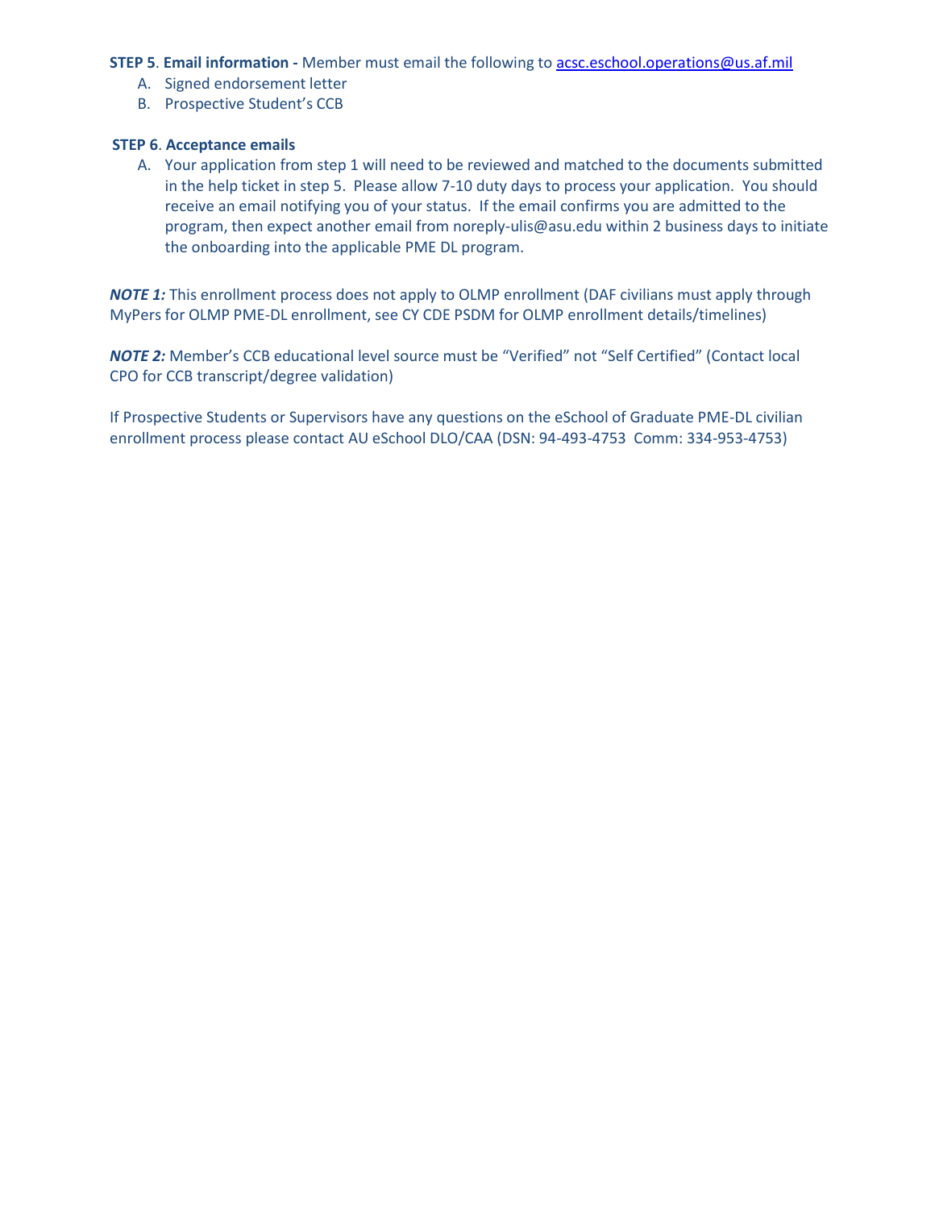**STEP 5**. **Email information -** Member must email the following to acsc.eschool.operations@us.af.mil

A. Signed endorsement letter
B. Prospective Student's CCB

**STEP 6**. **Acceptance emails**

A. Your application from step 1 will need to be reviewed and matched to the documents submitted in the help ticket in step 5. Please allow 7-10 duty days to process your application. You should receive an email notifying you of your status. If the email confirms you are admitted to the program, then expect another email from noreply-ulis@asu.edu within 2 business days to initiate the onboarding into the applicable PME DL program.

***NOTE 1:*** This enrollment process does not apply to OLMP enrollment (DAF civilians must apply through MyPers for OLMP PME-DL enrollment, see CY CDE PSDM for OLMP enrollment details/timelines)

***NOTE 2:*** Member's CCB educational level source must be "Verified" not "Self Certified" (Contact local CPO for CCB transcript/degree validation)

If Prospective Students or Supervisors have any questions on the eSchool of Graduate PME-DL civilian enrollment process please contact AU eSchool DLO/CAA (DSN: 94-493-4753 Comm: 334-953-4753)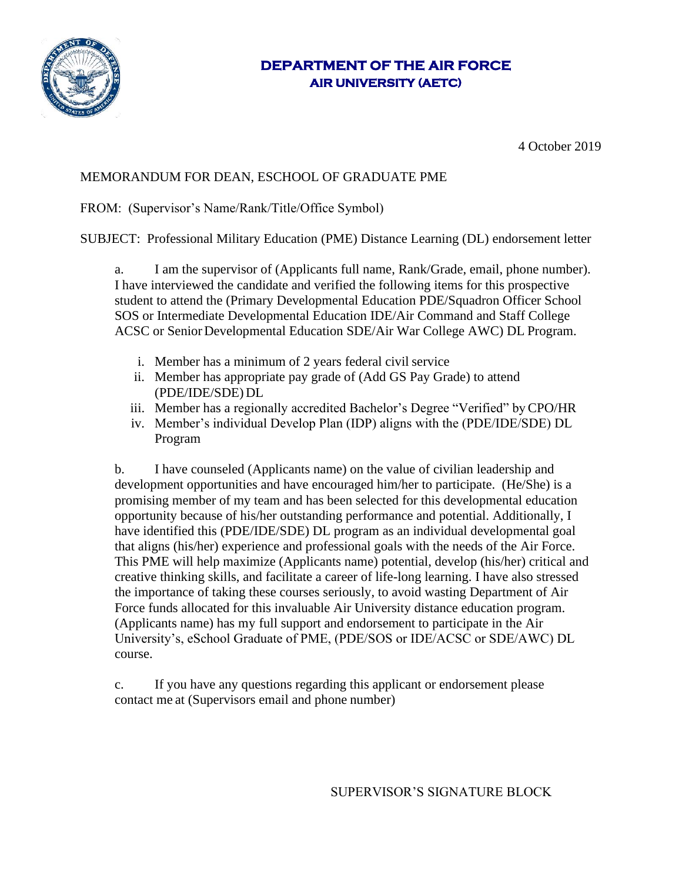# DEPARTMENT OF THE AIR FORCE
## AIR UNIVERSITY (AETC)

4 October 2019

MEMORANDUM FOR DEAN, ESCHOOL OF GRADUATE PME

FROM: (Supervisor's Name/Rank/Title/Office Symbol)

SUBJECT: Professional Military Education (PME) Distance Learning (DL) endorsement letter

a. I am the supervisor of (Applicants full name, Rank/Grade, email, phone number). I have interviewed the candidate and verified the following items for this prospective student to attend the (Primary Developmental Education PDE/Squadron Officer School SOS or Intermediate Developmental Education IDE/Air Command and Staff College ACSC or Senior Developmental Education SDE/Air War College AWC) DL Program.

i. Member has a minimum of 2 years federal civil service
ii. Member has appropriate pay grade of (Add GS Pay Grade) to attend (PDE/IDE/SDE) DL
iii. Member has a regionally accredited Bachelor's Degree "Verified" by CPO/HR
iv. Member's individual Develop Plan (IDP) aligns with the (PDE/IDE/SDE) DL Program

b. I have counseled (Applicants name) on the value of civilian leadership and development opportunities and have encouraged him/her to participate. (He/She) is a promising member of my team and has been selected for this developmental education opportunity because of his/her outstanding performance and potential. Additionally, I have identified this (PDE/IDE/SDE) DL program as an individual developmental goal that aligns (his/her) experience and professional goals with the needs of the Air Force. This PME will help maximize (Applicants name) potential, develop (his/her) critical and creative thinking skills, and facilitate a career of life-long learning. I have also stressed the importance of taking these courses seriously, to avoid wasting Department of Air Force funds allocated for this invaluable Air University distance education program. (Applicants name) has my full support and endorsement to participate in the Air University's, eSchool Graduate of PME, (PDE/SOS or IDE/ACSC or SDE/AWC) DL course.

c. If you have any questions regarding this applicant or endorsement please contact me at (Supervisors email and phone number)

SUPERVISOR'S SIGNATURE BLOCK